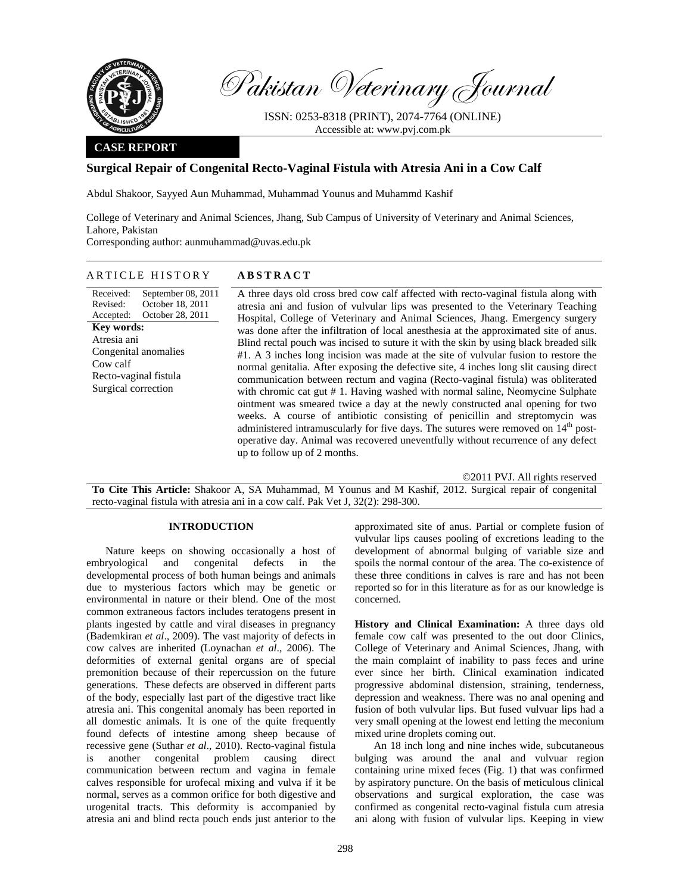# Pakistan Veterinary Journal

ISSN: 0253-8318 (PRINT), 2074-7764 (ONLINE)
Accessible at: www.pvj.com.pk

**CASE REPORT**

## Surgical Repair of Congenital Recto-Vaginal Fistula with Atresia Ani in a Cow Calf

Abdul Shakoor, Sayyed Aun Muhammad, Muhammad Younus and Muhammd Kashif

College of Veterinary and Animal Sciences, Jhang, Sub Campus of University of Veterinary and Animal Sciences, Lahore, Pakistan
Corresponding author: aunmuhammad@uvas.edu.pk

### ARTICLE HISTORY

Received: September 08, 2011
Revised: October 18, 2011
Accepted: October 28, 2011

**Key words:**
Atresia ani
Congenital anomalies
Cow calf
Recto-vaginal fistula
Surgical correction

### ABSTRACT

A three days old cross bred cow calf affected with recto-vaginal fistula along with atresia ani and fusion of vulvular lips was presented to the Veterinary Teaching Hospital, College of Veterinary and Animal Sciences, Jhang. Emergency surgery was done after the infiltration of local anesthesia at the approximated site of anus. Blind rectal pouch was incised to suture it with the skin by using black breaded silk #1. A 3 inches long incision was made at the site of vulvular fusion to restore the normal genitalia. After exposing the defective site, 4 inches long slit causing direct communication between rectum and vagina (Recto-vaginal fistula) was obliterated with chromic cat gut # 1. Having washed with normal saline, Neomycine Sulphate ointment was smeared twice a day at the newly constructed anal opening for two weeks. A course of antibiotic consisting of penicillin and streptomycin was administered intramuscularly for five days. The sutures were removed on 14th post-operative day. Animal was recovered uneventfully without recurrence of any defect up to follow up of 2 months.

©2011 PVJ. All rights reserved

**To Cite This Article:** Shakoor A, SA Muhammad, M Younus and M Kashif, 2012. Surgical repair of congenital recto-vaginal fistula with atresia ani in a cow calf. Pak Vet J, 32(2): 298-300.

## INTRODUCTION

Nature keeps on showing occasionally a host of embryological and congenital defects in the developmental process of both human beings and animals due to mysterious factors which may be genetic or environmental in nature or their blend. One of the most common extraneous factors includes teratogens present in plants ingested by cattle and viral diseases in pregnancy (Bademkiran *et al*., 2009). The vast majority of defects in cow calves are inherited (Loynachan *et al*., 2006). The deformities of external genital organs are of special premonition because of their repercussion on the future generations. These defects are observed in different parts of the body, especially last part of the digestive tract like atresia ani. This congenital anomaly has been reported in all domestic animals. It is one of the quite frequently found defects of intestine among sheep because of recessive gene (Suthar *et al*., 2010). Recto-vaginal fistula is another congenital problem causing direct communication between rectum and vagina in female calves responsible for urofecal mixing and vulva if it be normal, serves as a common orifice for both digestive and urogenital tracts. This deformity is accompanied by atresia ani and blind recta pouch ends just anterior to the approximated site of anus. Partial or complete fusion of vulvular lips causes pooling of excretions leading to the development of abnormal bulging of variable size and spoils the normal contour of the area. The co-existence of these three conditions in calves is rare and has not been reported so for in this literature as for as our knowledge is concerned.

**History and Clinical Examination:** A three days old female cow calf was presented to the out door Clinics, College of Veterinary and Animal Sciences, Jhang, with the main complaint of inability to pass feces and urine ever since her birth. Clinical examination indicated progressive abdominal distension, straining, tenderness, depression and weakness. There was no anal opening and fusion of both vulvular lips. But fused vulvuar lips had a very small opening at the lowest end letting the meconium mixed urine droplets coming out.

An 18 inch long and nine inches wide, subcutaneous bulging was around the anal and vulvuar region containing urine mixed feces (Fig. 1) that was confirmed by aspiratory puncture. On the basis of meticulous clinical observations and surgical exploration, the case was confirmed as congenital recto-vaginal fistula cum atresia ani along with fusion of vulvular lips. Keeping in view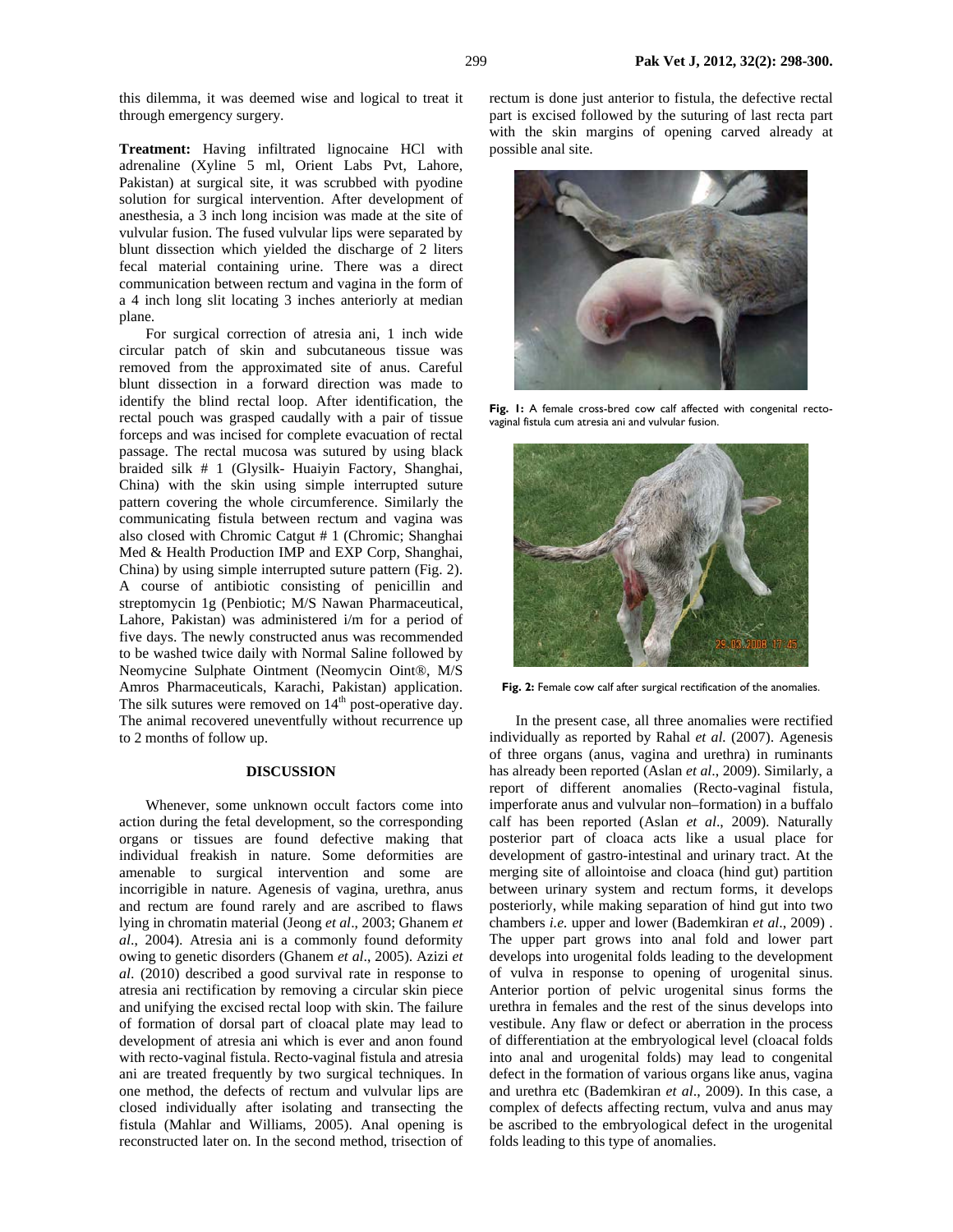this dilemma, it was deemed wise and logical to treat it through emergency surgery.

**Treatment:** Having infiltrated lignocaine HCl with adrenaline (Xyline 5 ml, Orient Labs Pvt, Lahore, Pakistan) at surgical site, it was scrubbed with pyodine solution for surgical intervention. After development of anesthesia, a 3 inch long incision was made at the site of vulvular fusion. The fused vulvular lips were separated by blunt dissection which yielded the discharge of 2 liters fecal material containing urine. There was a direct communication between rectum and vagina in the form of a 4 inch long slit locating 3 inches anteriorly at median plane.

For surgical correction of atresia ani, 1 inch wide circular patch of skin and subcutaneous tissue was removed from the approximated site of anus. Careful blunt dissection in a forward direction was made to identify the blind rectal loop. After identification, the rectal pouch was grasped caudally with a pair of tissue forceps and was incised for complete evacuation of rectal passage. The rectal mucosa was sutured by using black braided silk # 1 (Glysilk- Huaiyin Factory, Shanghai, China) with the skin using simple interrupted suture pattern covering the whole circumference. Similarly the communicating fistula between rectum and vagina was also closed with Chromic Catgut # 1 (Chromic; Shanghai Med & Health Production IMP and EXP Corp, Shanghai, China) by using simple interrupted suture pattern (Fig. 2). A course of antibiotic consisting of penicillin and streptomycin 1g (Penbiotic; M/S Nawan Pharmaceutical, Lahore, Pakistan) was administered i/m for a period of five days. The newly constructed anus was recommended to be washed twice daily with Normal Saline followed by Neomycine Sulphate Ointment (Neomycin Oint®, M/S Amros Pharmaceuticals, Karachi, Pakistan) application. The silk sutures were removed on 14th post-operative day. The animal recovered uneventfully without recurrence up to 2 months of follow up.

## DISCUSSION

Whenever, some unknown occult factors come into action during the fetal development, so the corresponding organs or tissues are found defective making that individual freakish in nature. Some deformities are amenable to surgical intervention and some are incorrigible in nature. Agenesis of vagina, urethra, anus and rectum are found rarely and are ascribed to flaws lying in chromatin material (Jeong *et al*., 2003; Ghanem *et al*., 2004). Atresia ani is a commonly found deformity owing to genetic disorders (Ghanem *et al*., 2005). Azizi *et al*. (2010) described a good survival rate in response to atresia ani rectification by removing a circular skin piece and unifying the excised rectal loop with skin. The failure of formation of dorsal part of cloacal plate may lead to development of atresia ani which is ever and anon found with recto-vaginal fistula. Recto-vaginal fistula and atresia ani are treated frequently by two surgical techniques. In one method, the defects of rectum and vulvular lips are closed individually after isolating and transecting the fistula (Mahlar and Williams, 2005). Anal opening is reconstructed later on. In the second method, trisection of rectum is done just anterior to fistula, the defective rectal part is excised followed by the suturing of last recta part with the skin margins of opening carved already at possible anal site.

**Fig. 1:** A female cross-bred cow calf affected with congenital recto-vaginal fistula cum atresia ani and vulvular fusion.

**Fig. 2:** Female cow calf after surgical rectification of the anomalies.

In the present case, all three anomalies were rectified individually as reported by Rahal *et al.* (2007). Agenesis of three organs (anus, vagina and urethra) in ruminants has already been reported (Aslan *et al*., 2009). Similarly, a report of different anomalies (Recto-vaginal fistula, imperforate anus and vulvular non–formation) in a buffalo calf has been reported (Aslan *et al*., 2009). Naturally posterior part of cloaca acts like a usual place for development of gastro-intestinal and urinary tract. At the merging site of allointoise and cloaca (hind gut) partition between urinary system and rectum forms, it develops posteriorly, while making separation of hind gut into two chambers *i.e.* upper and lower (Bademkiran *et al*., 2009) . The upper part grows into anal fold and lower part develops into urogenital folds leading to the development of vulva in response to opening of urogenital sinus. Anterior portion of pelvic urogenital sinus forms the urethra in females and the rest of the sinus develops into vestibule. Any flaw or defect or aberration in the process of differentiation at the embryological level (cloacal folds into anal and urogenital folds) may lead to congenital defect in the formation of various organs like anus, vagina and urethra etc (Bademkiran *et al*., 2009). In this case, a complex of defects affecting rectum, vulva and anus may be ascribed to the embryological defect in the urogenital folds leading to this type of anomalies.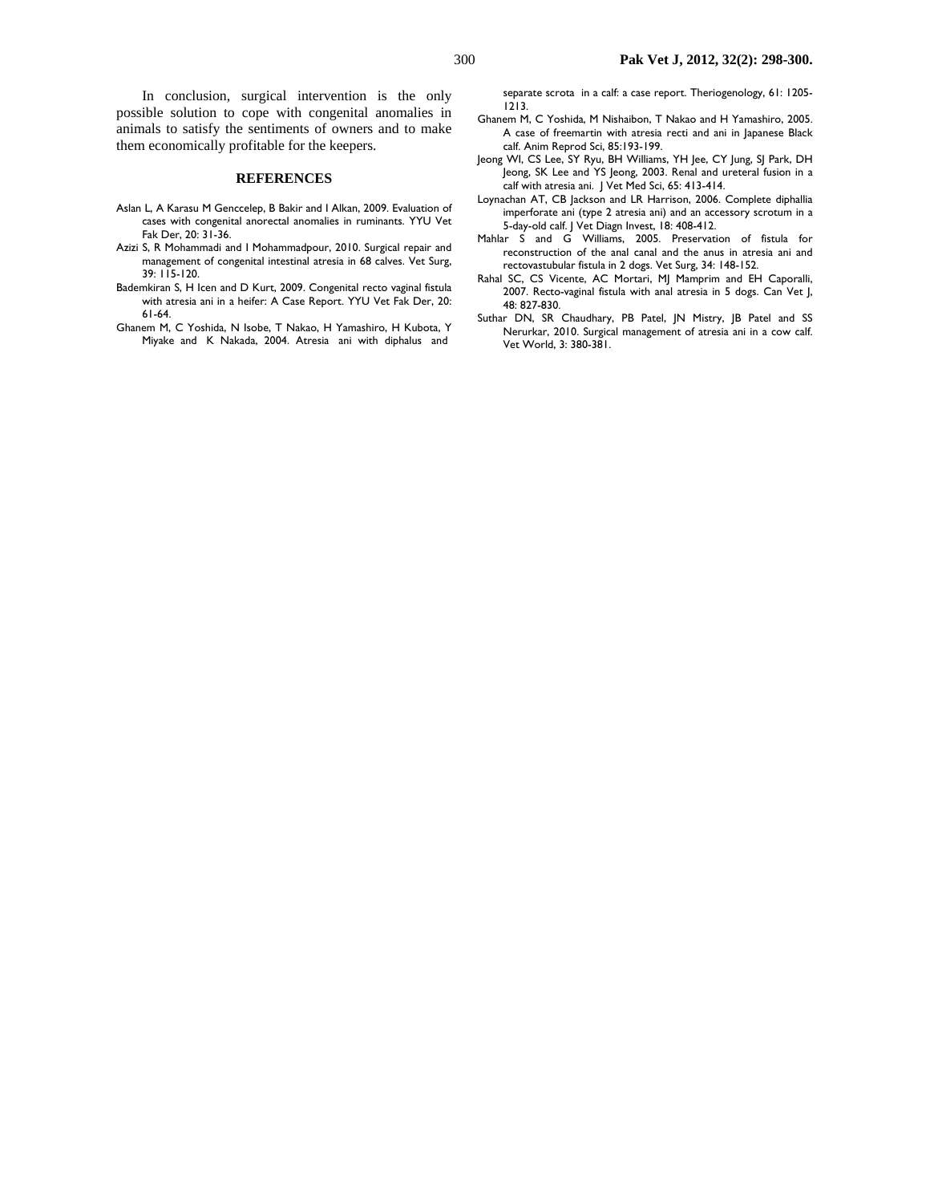In conclusion, surgical intervention is the only possible solution to cope with congenital anomalies in animals to satisfy the sentiments of owners and to make them economically profitable for the keepers.

## REFERENCES

Aslan L, A Karasu M Genccelep, B Bakir and I Alkan, 2009. Evaluation of cases with congenital anorectal anomalies in ruminants. YYU Vet Fak Der, 20: 31-36.

Azizi S, R Mohammadi and I Mohammadpour, 2010. Surgical repair and management of congenital intestinal atresia in 68 calves. Vet Surg, 39: 115-120.

Bademkiran S, H Icen and D Kurt, 2009. Congenital recto vaginal fistula with atresia ani in a heifer: A Case Report. YYU Vet Fak Der, 20: 61-64.

Ghanem M, C Yoshida, N Isobe, T Nakao, H Yamashiro, H Kubota, Y Miyake and K Nakada, 2004. Atresia ani with diphalus and separate scrota in a calf: a case report. Theriogenology, 61: 1205-1213.

Ghanem M, C Yoshida, M Nishaibon, T Nakao and H Yamashiro, 2005. A case of freemartin with atresia recti and ani in Japanese Black calf. Anim Reprod Sci, 85:193-199.

Jeong WI, CS Lee, SY Ryu, BH Williams, YH Jee, CY Jung, SJ Park, DH Jeong, SK Lee and YS Jeong, 2003. Renal and ureteral fusion in a calf with atresia ani. J Vet Med Sci, 65: 413-414.

Loynachan AT, CB Jackson and LR Harrison, 2006. Complete diphallia imperforate ani (type 2 atresia ani) and an accessory scrotum in a 5-day-old calf. J Vet Diagn Invest, 18: 408-412.

Mahlar S and G Williams, 2005. Preservation of fistula for reconstruction of the anal canal and the anus in atresia ani and rectovastubular fistula in 2 dogs. Vet Surg, 34: 148-152.

Rahal SC, CS Vicente, AC Mortari, MJ Mamprim and EH Caporalli, 2007. Recto-vaginal fistula with anal atresia in 5 dogs. Can Vet J, 48: 827-830.

Suthar DN, SR Chaudhary, PB Patel, JN Mistry, JB Patel and SS Nerurkar, 2010. Surgical management of atresia ani in a cow calf. Vet World, 3: 380-381.